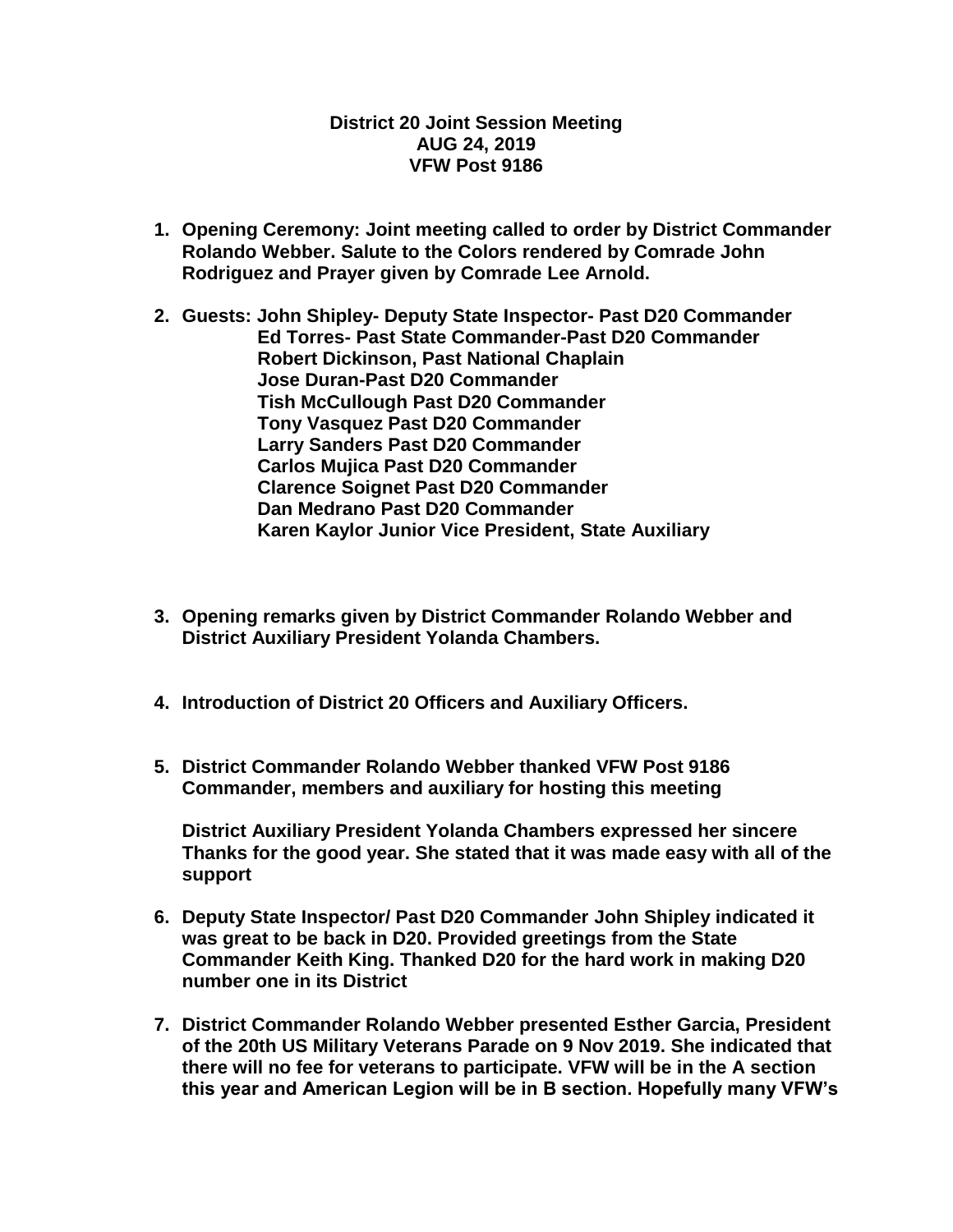**District 20 Joint Session Meeting**
**AUG 24, 2019**
**VFW Post 9186**

1. **Opening Ceremony: Joint meeting called to order by District Commander Rolando Webber. Salute to the Colors rendered by Comrade John Rodriguez and Prayer given by Comrade Lee Arnold.**

2. **Guests: John Shipley- Deputy State Inspector- Past D20 Commander**
   **Ed Torres- Past State Commander-Past D20 Commander**
   **Robert Dickinson, Past National Chaplain**
   **Jose Duran-Past D20 Commander**
   **Tish McCullough Past D20 Commander**
   **Tony Vasquez Past D20 Commander**
   **Larry Sanders Past D20 Commander**
   **Carlos Mujica Past D20 Commander**
   **Clarence Soignet Past D20 Commander**
   **Dan Medrano Past D20 Commander**
   **Karen Kaylor Junior Vice President, State Auxiliary**

3. **Opening remarks given by District Commander Rolando Webber and District Auxiliary President Yolanda Chambers.**

4. **Introduction of District 20 Officers and Auxiliary Officers.**

5. **District Commander Rolando Webber thanked VFW Post 9186 Commander, members and auxiliary for hosting this meeting**

   **District Auxiliary President Yolanda Chambers expressed her sincere Thanks for the good year. She stated that it was made easy with all of the support**

6. **Deputy State Inspector/ Past D20 Commander John Shipley indicated it was great to be back in D20. Provided greetings from the State Commander Keith King. Thanked D20 for the hard work in making D20 number one in its District**

7. **District Commander Rolando Webber presented Esther Garcia, President of the 20th US Military Veterans Parade on 9 Nov 2019. She indicated that there will no fee for veterans to participate. VFW will be in the A section this year and American Legion will be in B section. Hopefully many VFW's**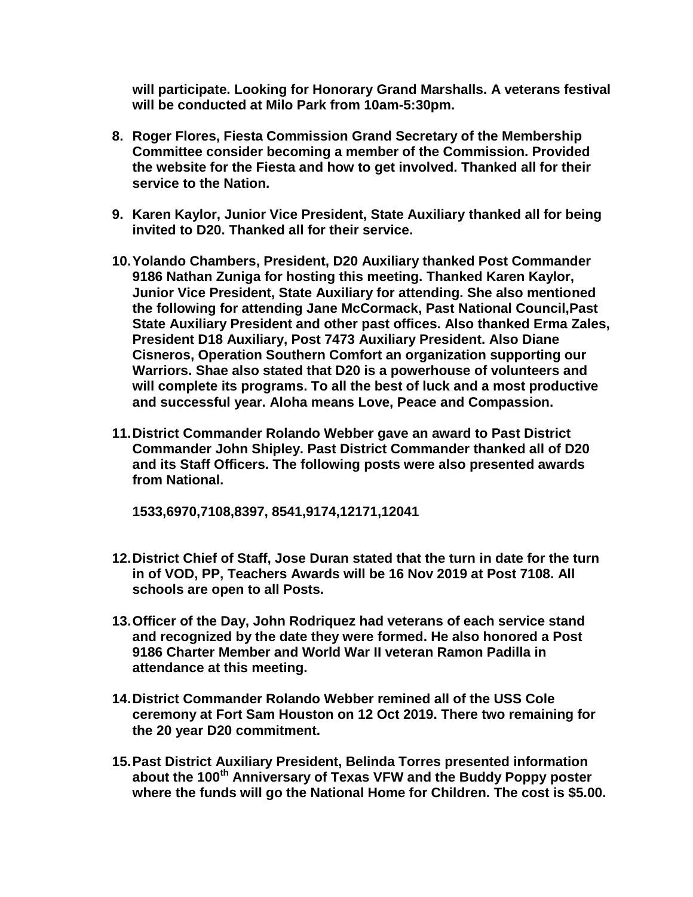**will participate. Looking for Honorary Grand Marshalls. A veterans festival will be conducted at Milo Park from 10am-5:30pm.**

8. **Roger Flores, Fiesta Commission Grand Secretary of the Membership Committee consider becoming a member of the Commission. Provided the website for the Fiesta and how to get involved. Thanked all for their service to the Nation.**

9. **Karen Kaylor, Junior Vice President, State Auxiliary thanked all for being invited to D20. Thanked all for their service.**

10. **Yolando Chambers, President, D20 Auxiliary thanked Post Commander 9186 Nathan Zuniga for hosting this meeting. Thanked Karen Kaylor, Junior Vice President, State Auxiliary for attending. She also mentioned the following for attending Jane McCormack, Past National Council,Past State Auxiliary President and other past offices. Also thanked Erma Zales, President D18 Auxiliary, Post 7473 Auxiliary President. Also Diane Cisneros, Operation Southern Comfort an organization supporting our Warriors. Shae also stated that D20 is a powerhouse of volunteers and will complete its programs. To all the best of luck and a most productive and successful year. Aloha means Love, Peace and Compassion.**

11. **District Commander Rolando Webber gave an award to Past District Commander John Shipley. Past District Commander thanked all of D20 and its Staff Officers. The following posts were also presented awards from National.**

    **1533,6970,7108,8397, 8541,9174,12171,12041**

12. **District Chief of Staff, Jose Duran stated that the turn in date for the turn in of VOD, PP, Teachers Awards will be 16 Nov 2019 at Post 7108. All schools are open to all Posts.**

13. **Officer of the Day, John Rodriquez had veterans of each service stand and recognized by the date they were formed. He also honored a Post 9186 Charter Member and World War II veteran Ramon Padilla in attendance at this meeting.**

14. **District Commander Rolando Webber remined all of the USS Cole ceremony at Fort Sam Houston on 12 Oct 2019. There two remaining for the 20 year D20 commitment.**

15. **Past District Auxiliary President, Belinda Torres presented information about the 100th Anniversary of Texas VFW and the Buddy Poppy poster where the funds will go the National Home for Children. The cost is $5.00.**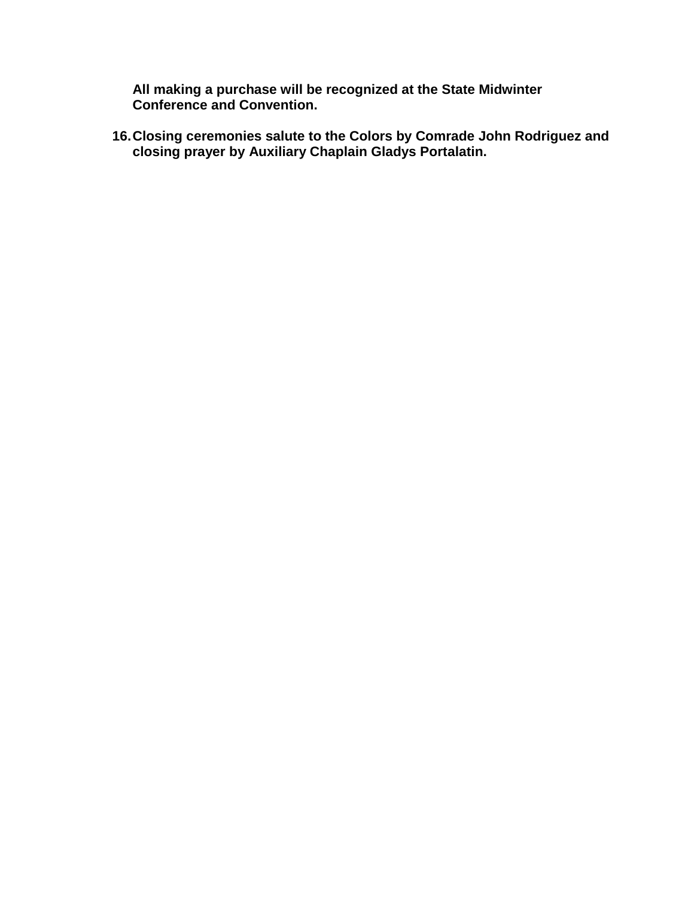**All making a purchase will be recognized at the State Midwinter Conference and Convention.**

16. **Closing ceremonies salute to the Colors by Comrade John Rodriguez and closing prayer by Auxiliary Chaplain Gladys Portalatin.**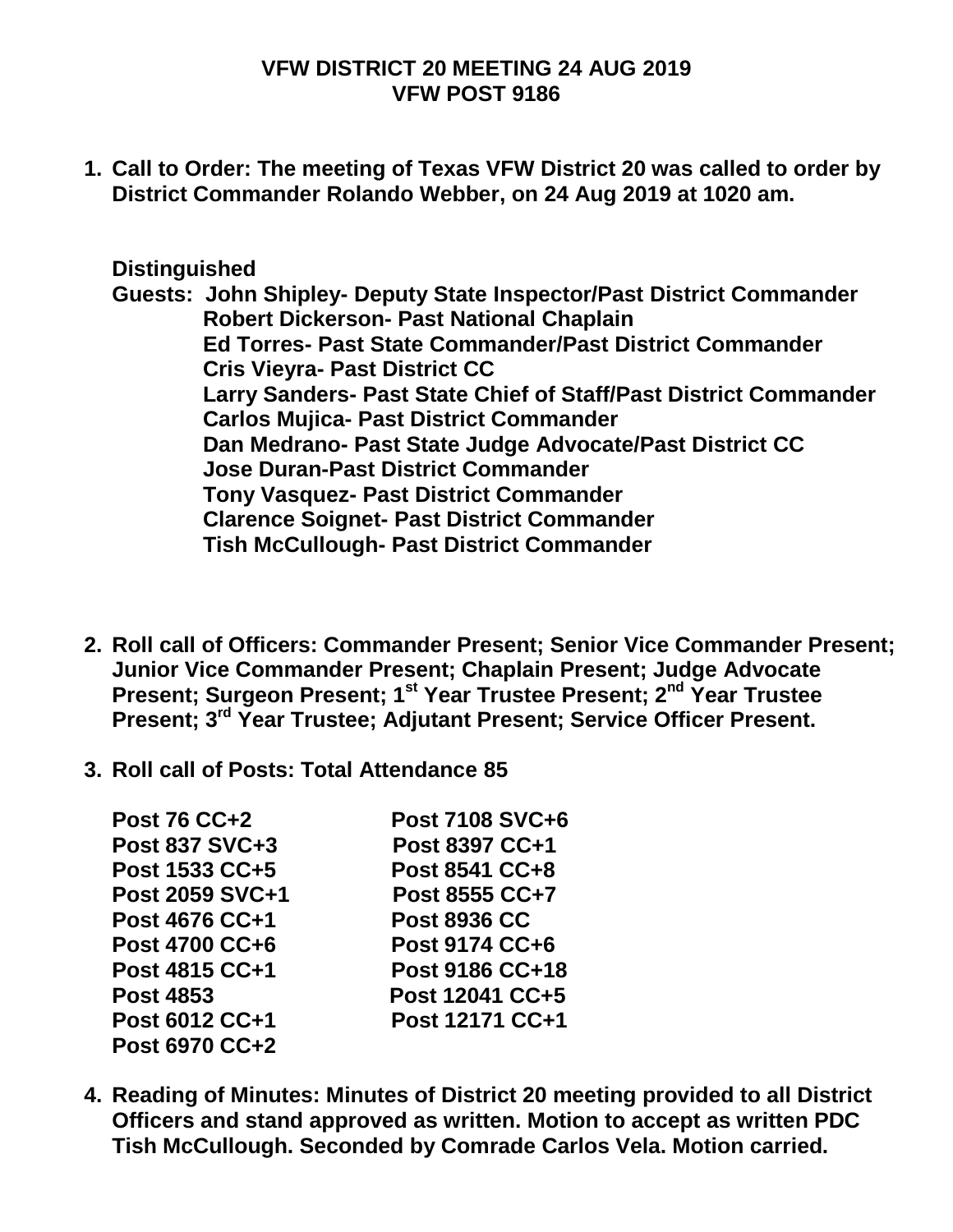**VFW DISTRICT 20 MEETING 24 AUG 2019**
**VFW POST 9186**

1. **Call to Order: The meeting of Texas VFW District 20 was called to order by District Commander Rolando Webber, on 24 Aug 2019 at 1020 am.**

   **Distinguished**
   **Guests: John Shipley- Deputy State Inspector/Past District Commander**
   **Robert Dickerson- Past National Chaplain**
   **Ed Torres- Past State Commander/Past District Commander**
   **Cris Vieyra- Past District CC**
   **Larry Sanders- Past State Chief of Staff/Past District Commander**
   **Carlos Mujica- Past District Commander**
   **Dan Medrano- Past State Judge Advocate/Past District CC**
   **Jose Duran-Past District Commander**
   **Tony Vasquez- Past District Commander**
   **Clarence Soignet- Past District Commander**
   **Tish McCullough- Past District Commander**

2. **Roll call of Officers: Commander Present; Senior Vice Commander Present; Junior Vice Commander Present; Chaplain Present; Judge Advocate Present; Surgeon Present; 1st Year Trustee Present; 2nd Year Trustee Present; 3rd Year Trustee; Adjutant Present; Service Officer Present.**

3. **Roll call of Posts: Total Attendance 85**

   | | |
   |---|---|
   | **Post 76 CC+2** | **Post 7108 SVC+6** |
   | **Post 837 SVC+3** | **Post 8397 CC+1** |
   | **Post 1533 CC+5** | **Post 8541 CC+8** |
   | **Post 2059 SVC+1** | **Post 8555 CC+7** |
   | **Post 4676 CC+1** | **Post 8936 CC** |
   | **Post 4700 CC+6** | **Post 9174 CC+6** |
   | **Post 4815 CC+1** | **Post 9186 CC+18** |
   | **Post 4853** | **Post 12041 CC+5** |
   | **Post 6012 CC+1** | **Post 12171 CC+1** |
   | **Post 6970 CC+2** | |

4. **Reading of Minutes: Minutes of District 20 meeting provided to all District Officers and stand approved as written. Motion to accept as written PDC Tish McCullough. Seconded by Comrade Carlos Vela. Motion carried.**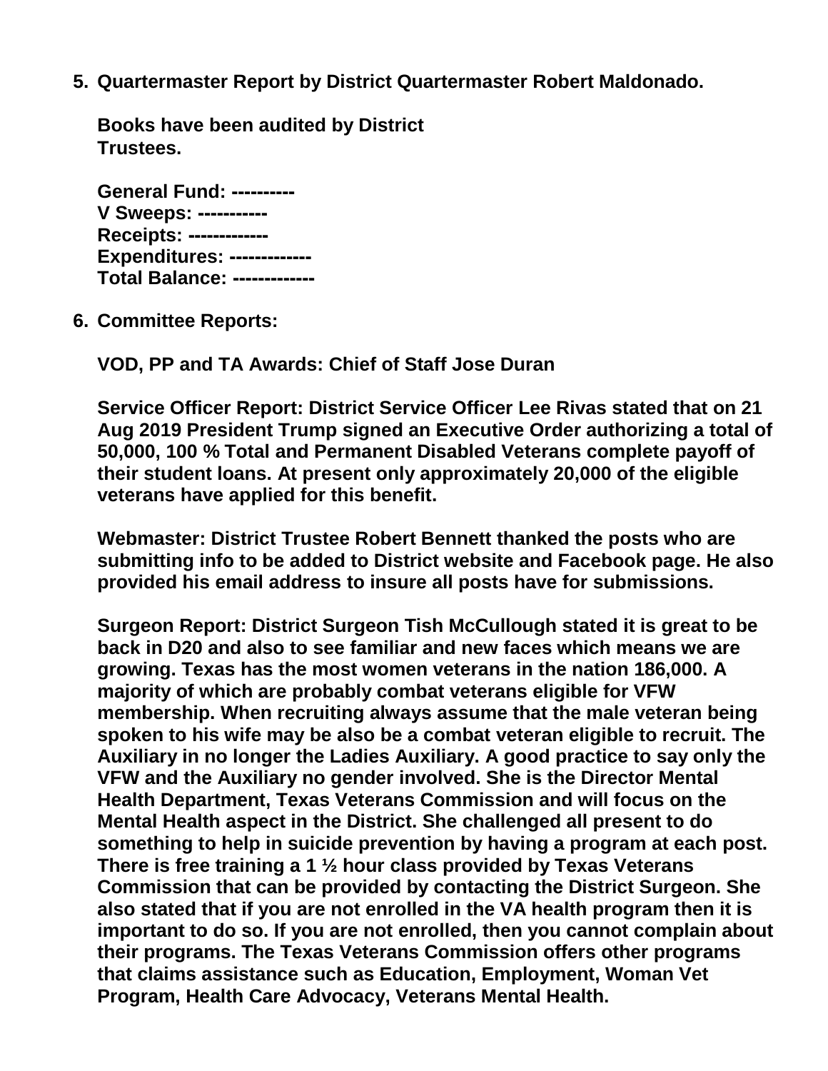5. **Quartermaster Report by District Quartermaster Robert Maldonado.**

   **Books have been audited by District Trustees.**

   **General Fund: ----------**
   **V Sweeps: -----------**
   **Receipts: -------------**
   **Expenditures: -------------**
   **Total Balance: -------------**

6. **Committee Reports:**

   **VOD, PP and TA Awards: Chief of Staff Jose Duran**

   **Service Officer Report: District Service Officer Lee Rivas stated that on 21 Aug 2019 President Trump signed an Executive Order authorizing a total of 50,000, 100 % Total and Permanent Disabled Veterans complete payoff of their student loans. At present only approximately 20,000 of the eligible veterans have applied for this benefit.**

   **Webmaster: District Trustee Robert Bennett thanked the posts who are submitting info to be added to District website and Facebook page. He also provided his email address to insure all posts have for submissions.**

   **Surgeon Report: District Surgeon Tish McCullough stated it is great to be back in D20 and also to see familiar and new faces which means we are growing. Texas has the most women veterans in the nation 186,000. A majority of which are probably combat veterans eligible for VFW membership. When recruiting always assume that the male veteran being spoken to his wife may be also be a combat veteran eligible to recruit. The Auxiliary in no longer the Ladies Auxiliary. A good practice to say only the VFW and the Auxiliary no gender involved. She is the Director Mental Health Department, Texas Veterans Commission and will focus on the Mental Health aspect in the District. She challenged all present to do something to help in suicide prevention by having a program at each post. There is free training a 1 ½ hour class provided by Texas Veterans Commission that can be provided by contacting the District Surgeon. She also stated that if you are not enrolled in the VA health program then it is important to do so. If you are not enrolled, then you cannot complain about their programs. The Texas Veterans Commission offers other programs that claims assistance such as Education, Employment, Woman Vet Program, Health Care Advocacy, Veterans Mental Health.**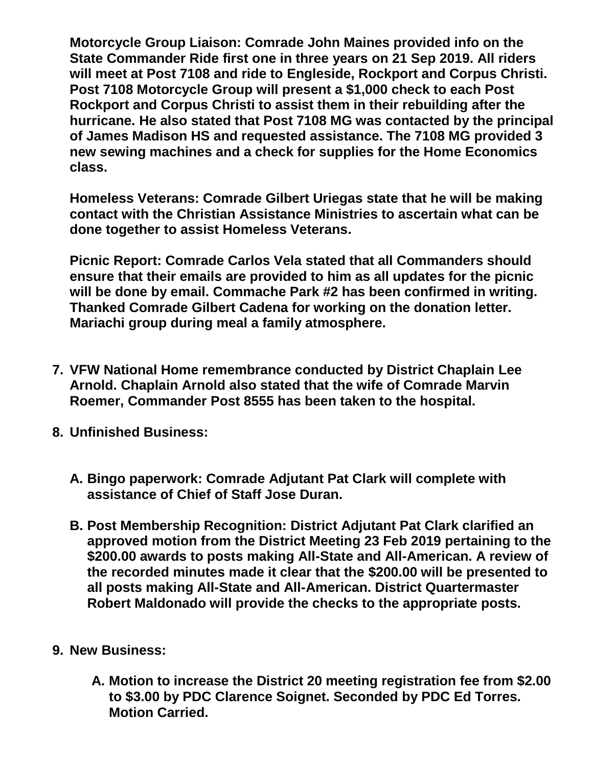**Motorcycle Group Liaison: Comrade John Maines provided info on the State Commander Ride first one in three years on 21 Sep 2019. All riders will meet at Post 7108 and ride to Engleside, Rockport and Corpus Christi. Post 7108 Motorcycle Group will present a $1,000 check to each Post Rockport and Corpus Christi to assist them in their rebuilding after the hurricane. He also stated that Post 7108 MG was contacted by the principal of James Madison HS and requested assistance. The 7108 MG provided 3 new sewing machines and a check for supplies for the Home Economics class.**

**Homeless Veterans: Comrade Gilbert Uriegas state that he will be making contact with the Christian Assistance Ministries to ascertain what can be done together to assist Homeless Veterans.**

**Picnic Report: Comrade Carlos Vela stated that all Commanders should ensure that their emails are provided to him as all updates for the picnic will be done by email. Commache Park #2 has been confirmed in writing. Thanked Comrade Gilbert Cadena for working on the donation letter. Mariachi group during meal a family atmosphere.**

7. **VFW National Home remembrance conducted by District Chaplain Lee Arnold. Chaplain Arnold also stated that the wife of Comrade Marvin Roemer, Commander Post 8555 has been taken to the hospital.**

8. **Unfinished Business:**

   A. **Bingo paperwork: Comrade Adjutant Pat Clark will complete with assistance of Chief of Staff Jose Duran.**

   B. **Post Membership Recognition: District Adjutant Pat Clark clarified an approved motion from the District Meeting 23 Feb 2019 pertaining to the $200.00 awards to posts making All-State and All-American. A review of the recorded minutes made it clear that the $200.00 will be presented to all posts making All-State and All-American. District Quartermaster Robert Maldonado will provide the checks to the appropriate posts.**

9. **New Business:**

   A. **Motion to increase the District 20 meeting registration fee from $2.00 to $3.00 by PDC Clarence Soignet. Seconded by PDC Ed Torres. Motion Carried.**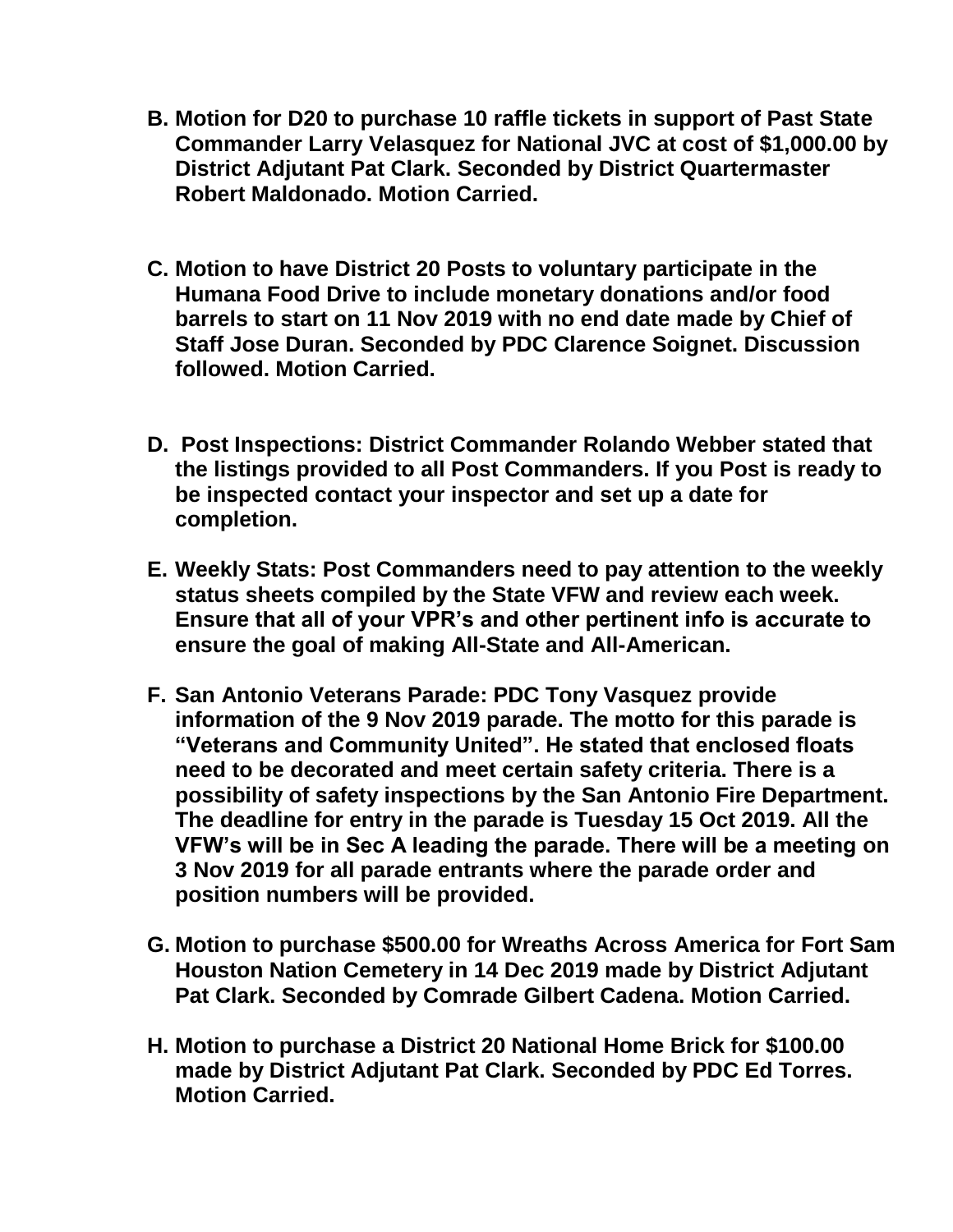**B. Motion for D20 to purchase 10 raffle tickets in support of Past State Commander Larry Velasquez for National JVC at cost of $1,000.00 by District Adjutant Pat Clark. Seconded by District Quartermaster Robert Maldonado. Motion Carried.**

**C. Motion to have District 20 Posts to voluntary participate in the Humana Food Drive to include monetary donations and/or food barrels to start on 11 Nov 2019 with no end date made by Chief of Staff Jose Duran. Seconded by PDC Clarence Soignet. Discussion followed. Motion Carried.**

**D. Post Inspections: District Commander Rolando Webber stated that the listings provided to all Post Commanders. If you Post is ready to be inspected contact your inspector and set up a date for completion.**

**E. Weekly Stats: Post Commanders need to pay attention to the weekly status sheets compiled by the State VFW and review each week. Ensure that all of your VPR's and other pertinent info is accurate to ensure the goal of making All-State and All-American.**

**F. San Antonio Veterans Parade: PDC Tony Vasquez provide information of the 9 Nov 2019 parade. The motto for this parade is "Veterans and Community United". He stated that enclosed floats need to be decorated and meet certain safety criteria. There is a possibility of safety inspections by the San Antonio Fire Department. The deadline for entry in the parade is Tuesday 15 Oct 2019. All the VFW's will be in Sec A leading the parade. There will be a meeting on 3 Nov 2019 for all parade entrants where the parade order and position numbers will be provided.**

**G. Motion to purchase $500.00 for Wreaths Across America for Fort Sam Houston Nation Cemetery in 14 Dec 2019 made by District Adjutant Pat Clark. Seconded by Comrade Gilbert Cadena. Motion Carried.**

**H. Motion to purchase a District 20 National Home Brick for $100.00 made by District Adjutant Pat Clark. Seconded by PDC Ed Torres. Motion Carried.**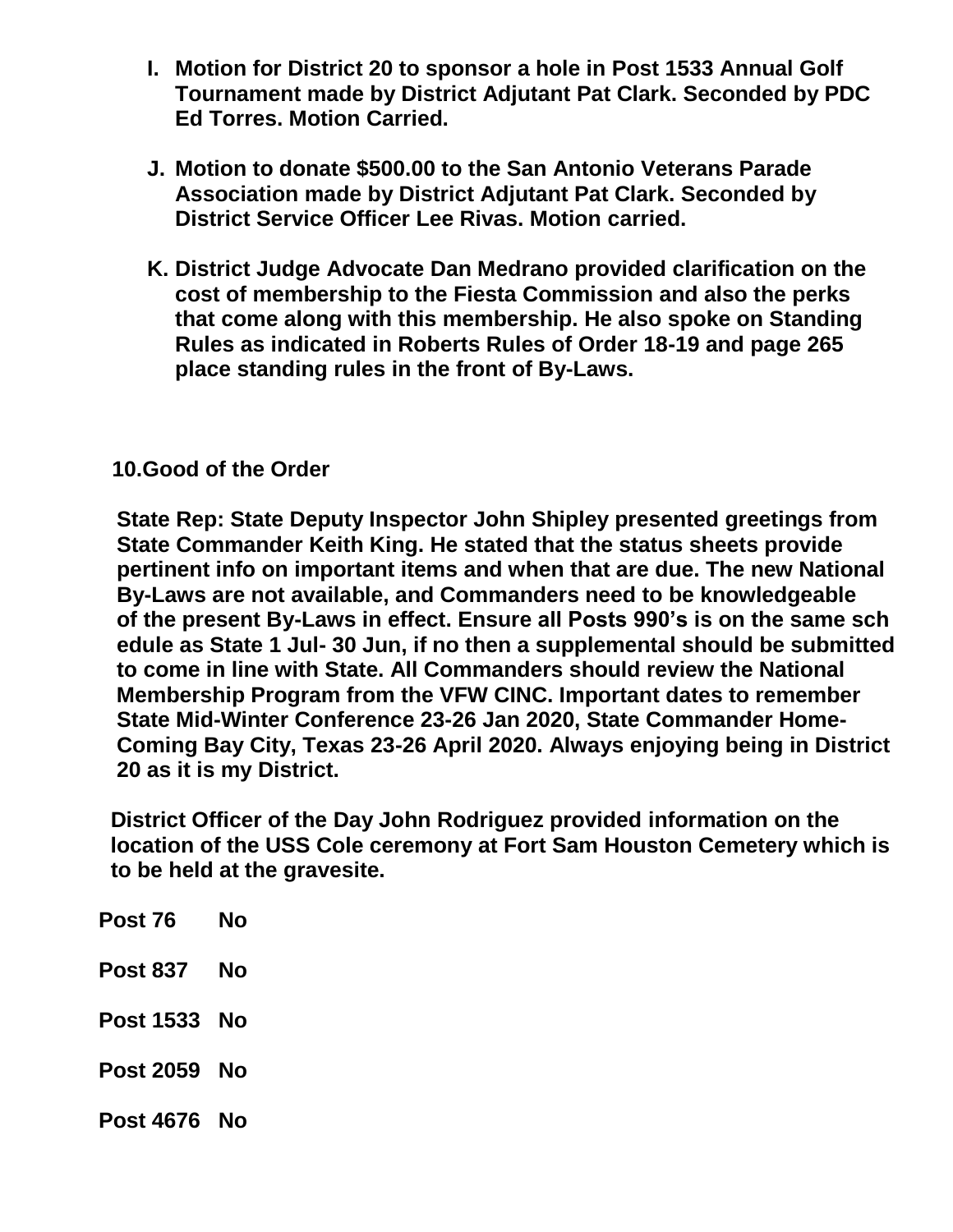I. **Motion for District 20 to sponsor a hole in Post 1533 Annual Golf Tournament made by District Adjutant Pat Clark. Seconded by PDC Ed Torres. Motion Carried.**

J. **Motion to donate $500.00 to the San Antonio Veterans Parade Association made by District Adjutant Pat Clark. Seconded by District Service Officer Lee Rivas. Motion carried.**

K. **District Judge Advocate Dan Medrano provided clarification on the cost of membership to the Fiesta Commission and also the perks that come along with this membership. He also spoke on Standing Rules as indicated in Roberts Rules of Order 18-19 and page 265 place standing rules in the front of By-Laws.**

**10.Good of the Order**

**State Rep: State Deputy Inspector John Shipley presented greetings from State Commander Keith King. He stated that the status sheets provide pertinent info on important items and when that are due. The new National By-Laws are not available, and Commanders need to be knowledgeable of the present By-Laws in effect. Ensure all Posts 990's is on the same sch edule as State 1 Jul- 30 Jun, if no then a supplemental should be submitted to come in line with State. All Commanders should review the National Membership Program from the VFW CINC. Important dates to remember State Mid-Winter Conference 23-26 Jan 2020, State Commander Home-Coming Bay City, Texas 23-26 April 2020. Always enjoying being in District 20 as it is my District.**

**District Officer of the Day John Rodriguez provided information on the location of the USS Cole ceremony at Fort Sam Houston Cemetery which is to be held at the gravesite.**

**Post 76 No**

**Post 837 No**

**Post 1533 No**

**Post 2059 No**

**Post 4676 No**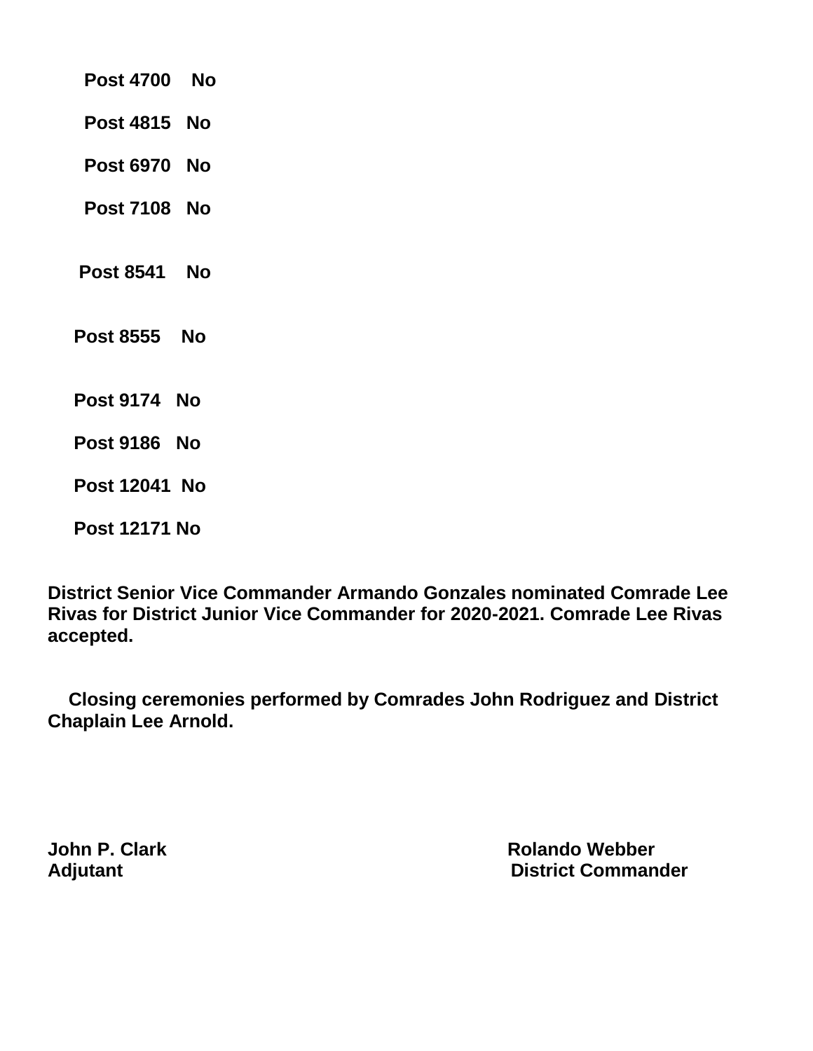**Post 4700 No**

**Post 4815 No**

**Post 6970 No**

**Post 7108 No**

**Post 8541 No**

**Post 8555 No**

**Post 9174 No**

**Post 9186 No**

**Post 12041 No**

**Post 12171 No**

**District Senior Vice Commander Armando Gonzales nominated Comrade Lee Rivas for District Junior Vice Commander for 2020-2021. Comrade Lee Rivas accepted.**

**Closing ceremonies performed by Comrades John Rodriguez and District Chaplain Lee Arnold.**

**John P. Clark**
**Adjutant**

**Rolando Webber**
**District Commander**